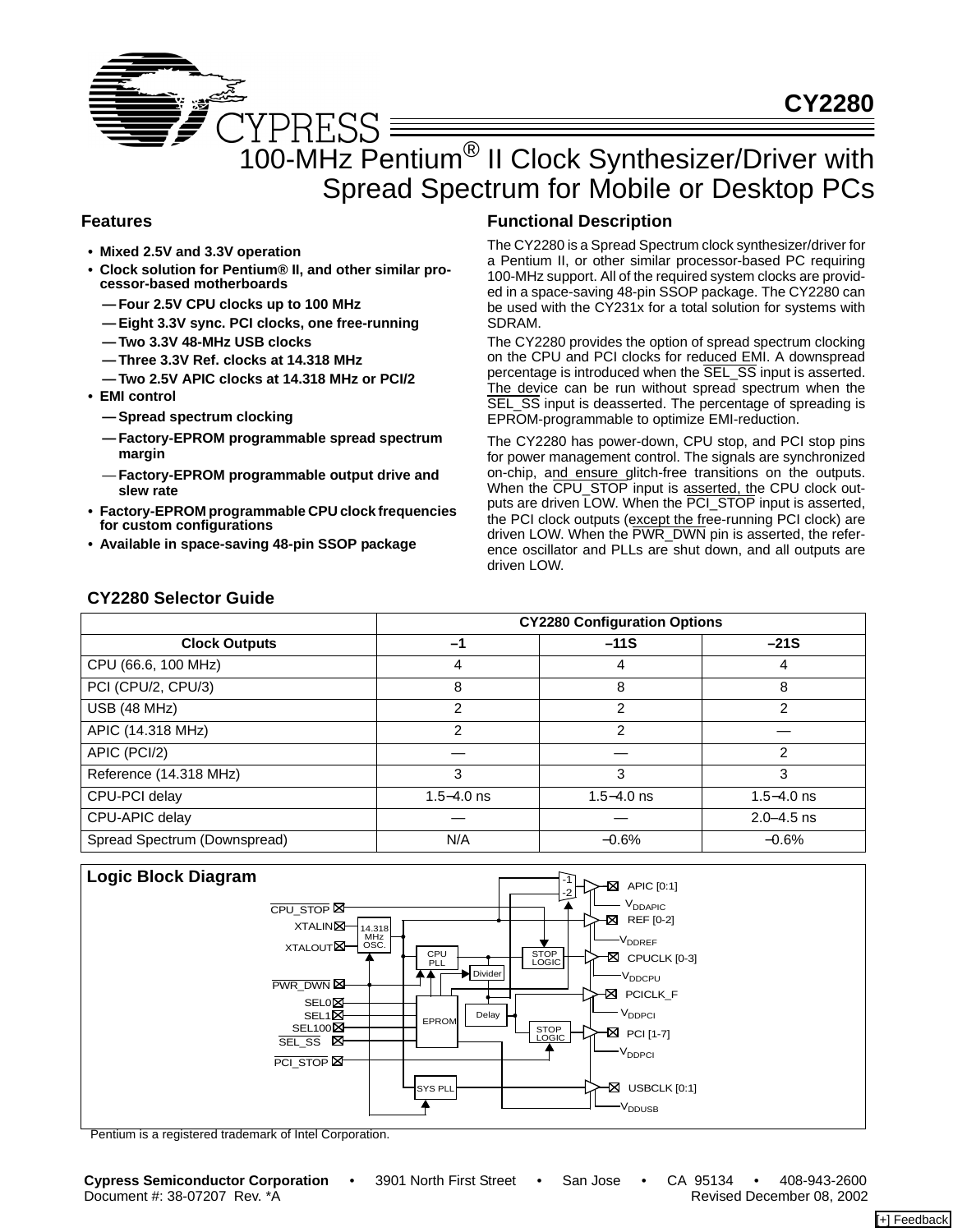# CY2280

# 100-MHz Pentium® II Clock Synthesizer/Driver with Spread Spectrum for Mobile or Desktop PCs

## Features

- **Mixed 2.5V and 3.3V operation**
- **Clock solution for Pentium® II, and other similar processor-based motherboards**
  - **— Four 2.5V CPU clocks up to 100 MHz**
  - **— Eight 3.3V sync. PCI clocks, one free-running**
  - **— Two 3.3V 48-MHz USB clocks**
  - **— Three 3.3V Ref. clocks at 14.318 MHz**
  - **— Two 2.5V APIC clocks at 14.318 MHz or PCI/2**
- **EMI control**
  - **— Spread spectrum clocking**
  - **— Factory-EPROM programmable spread spectrum margin**
  - **— Factory-EPROM programmable output drive and slew rate**
- **Factory-EPROM programmable CPU clock frequencies for custom configurations**
- **Available in space-saving 48-pin SSOP package**

## Functional Description

The CY2280 is a Spread Spectrum clock synthesizer/driver for a Pentium II, or other similar processor-based PC requiring 100-MHz support. All of the required system clocks are provided in a space-saving 48-pin SSOP package. The CY2280 can be used with the CY231x for a total solution for systems with SDRAM.

The CY2280 provides the option of spread spectrum clocking on the CPU and PCI clocks for reduced EMI. A downspread percentage is introduced when the SEL_SS input is asserted. The device can be run without spread spectrum when the SEL_SS input is deasserted. The percentage of spreading is EPROM-programmable to optimize EMI-reduction.

The CY2280 has power-down, CPU stop, and PCI stop pins for power management control. The signals are synchronized on-chip, and ensure glitch-free transitions on the outputs. When the CPU_STOP input is asserted, the CPU clock outputs are driven LOW. When the PCI_STOP input is asserted, the PCI clock outputs (except the free-running PCI clock) are driven LOW. When the PWR_DWN pin is asserted, the reference oscillator and PLLs are shut down, and all outputs are driven LOW.

## CY2280 Selector Guide

| | CY2280 Configuration Options | | |
|---|---|---|---|
| **Clock Outputs** | **–1** | **–11S** | **–21S** |
| CPU (66.6, 100 MHz) | 4 | 4 | 4 |
| PCI (CPU/2, CPU/3) | 8 | 8 | 8 |
| USB (48 MHz) | 2 | 2 | 2 |
| APIC (14.318 MHz) | 2 | 2 | — |
| APIC (PCI/2) | — | — | 2 |
| Reference (14.318 MHz) | 3 | 3 | 3 |
| CPU-PCI delay | 1.5–4.0 ns | 1.5–4.0 ns | 1.5–4.0 ns |
| CPU-APIC delay | — | — | 2.0–4.5 ns |
| Spread Spectrum (Downspread) | N/A | –0.6% | –0.6% |

## Logic Block Diagram

CPU_STOP, XTALIN, XTALOUT, 14.318 MHz OSC., PWR_DWN, SEL0, SEL1, SEL100, SEL_SS, PCI_STOP, CPU PLL, Divider, EPROM, Delay, STOP LOGIC, STOP LOGIC, SYS PLL, -1, -2, APIC [0:1], $V_{DDAPIC}$, REF [0-2], $V_{DDREF}$, CPUCLK [0-3], $V_{DDCPU}$, PCICLK_F, $V_{DDPCI}$, PCI [1-7], $V_{DDPCI}$, USBCLK [0:1], $V_{DDUSB}$

Pentium is a registered trademark of Intel Corporation.

**Cypress Semiconductor Corporation** • 3901 North First Street • San Jose • CA 95134 • 408-943-2600
Document #: 38-07207 Rev. *A Revised December 08, 2002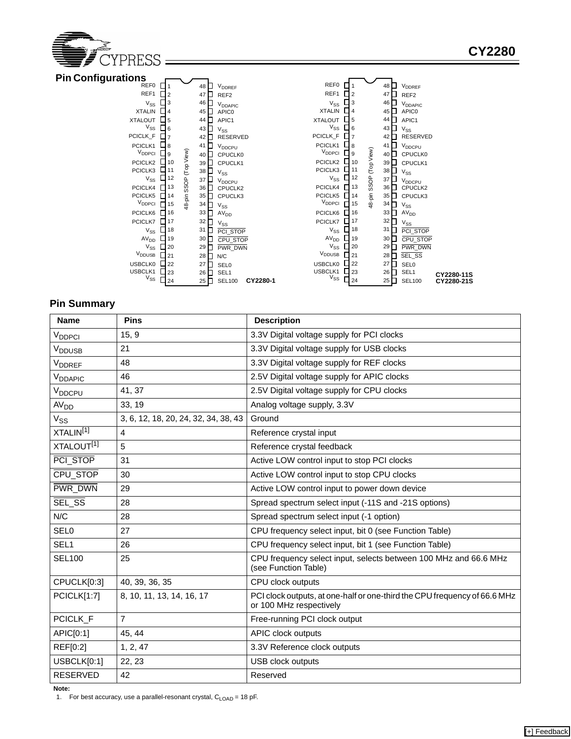## Pin Configurations

**CY2280-1** (48-pin SSOP (Top View))

| Pin | Name | Pin | Name |
|---|---|---|---|
| 1 | REF0 | 48 | $V_{DDREF}$ |
| 2 | REF1 | 47 | REF2 |
| 3 | $V_{SS}$ | 46 | $V_{DDAPIC}$ |
| 4 | XTALIN | 45 | APIC0 |
| 5 | XTALOUT | 44 | APIC1 |
| 6 | $V_{SS}$ | 43 | $V_{SS}$ |
| 7 | PCICLK_F | 42 | RESERVED |
| 8 | PCICLK1 | 41 | $V_{DDCPU}$ |
| 9 | $V_{DDPCI}$ | 40 | CPUCLK0 |
| 10 | PCICLK2 | 39 | CPUCLK1 |
| 11 | PCICLK3 | 38 | $V_{SS}$ |
| 12 | $V_{SS}$ | 37 | $V_{DDCPU}$ |
| 13 | PCICLK4 | 36 | CPUCLK2 |
| 14 | PCICLK5 | 35 | CPUCLK3 |
| 15 | $V_{DDPCI}$ | 34 | $V_{SS}$ |
| 16 | PCICLK6 | 33 | $AV_{DD}$ |
| 17 | PCICLK7 | 32 | $V_{SS}$ |
| 18 | $V_{SS}$ | 31 | $\overline{PCI\_STOP}$ |
| 19 | $AV_{DD}$ | 30 | $\overline{CPU\_STOP}$ |
| 20 | $V_{SS}$ | 29 | $\overline{PWR\_DWN}$ |
| 21 | $V_{DDUSB}$ | 28 | N/C |
| 22 | USBCLK0 | 27 | SEL0 |
| 23 | USBCLK1 | 26 | SEL1 |
| 24 | $V_{SS}$ | 25 | SEL100 |

**CY2280-11S, CY2280-21S** (48-pin SSOP (Top View))

| Pin | Name | Pin | Name |
|---|---|---|---|
| 1 | REF0 | 48 | $V_{DDREF}$ |
| 2 | REF1 | 47 | REF2 |
| 3 | $V_{SS}$ | 46 | $V_{DDAPIC}$ |
| 4 | XTALIN | 45 | APIC0 |
| 5 | XTALOUT | 44 | APIC1 |
| 6 | $V_{SS}$ | 43 | $V_{SS}$ |
| 7 | PCICLK_F | 42 | RESERVED |
| 8 | PCICLK1 | 41 | $V_{DDCPU}$ |
| 9 | $V_{DDPCI}$ | 40 | CPUCLK0 |
| 10 | PCICLK2 | 39 | CPUCLK1 |
| 11 | PCICLK3 | 38 | $V_{SS}$ |
| 12 | $V_{SS}$ | 37 | $V_{DDCPU}$ |
| 13 | PCICLK4 | 36 | CPUCLK2 |
| 14 | PCICLK5 | 35 | CPUCLK3 |
| 15 | $V_{DDPCI}$ | 34 | $V_{SS}$ |
| 16 | PCICLK6 | 33 | $AV_{DD}$ |
| 17 | PCICLK7 | 32 | $V_{SS}$ |
| 18 | $V_{SS}$ | 31 | $\overline{PCI\_STOP}$ |
| 19 | $AV_{DD}$ | 30 | $\overline{CPU\_STOP}$ |
| 20 | $V_{SS}$ | 29 | $\overline{PWR\_DWN}$ |
| 21 | $V_{DDUSB}$ | 28 | $\overline{SEL\_SS}$ |
| 22 | USBCLK0 | 27 | SEL0 |
| 23 | USBCLK1 | 26 | SEL1 |
| 24 | $V_{SS}$ | 25 | SEL100 |

## Pin Summary

| Name | Pins | Description |
|---|---|---|
| $V_{DDPCI}$ | 15, 9 | 3.3V Digital voltage supply for PCI clocks |
| $V_{DDUSB}$ | 21 | 3.3V Digital voltage supply for USB clocks |
| $V_{DDREF}$ | 48 | 3.3V Digital voltage supply for REF clocks |
| $V_{DDAPIC}$ | 46 | 2.5V Digital voltage supply for APIC clocks |
| $V_{DDCPU}$ | 41, 37 | 2.5V Digital voltage supply for CPU clocks |
| $AV_{DD}$ | 33, 19 | Analog voltage supply, 3.3V |
| $V_{SS}$ | 3, 6, 12, 18, 20, 24, 32, 34, 38, 43 | Ground |
| XTALIN[1] | 4 | Reference crystal input |
| XTALOUT[1] | 5 | Reference crystal feedback |
| $\overline{PCI\_STOP}$ | 31 | Active LOW control input to stop PCI clocks |
| $\overline{CPU\_STOP}$ | 30 | Active LOW control input to stop CPU clocks |
| $\overline{PWR\_DWN}$ | 29 | Active LOW control input to power down device |
| $\overline{SEL\_SS}$ | 28 | Spread spectrum select input (-11S and -21S options) |
| N/C | 28 | Spread spectrum select input (-1 option) |
| SEL0 | 27 | CPU frequency select input, bit 0 (see Function Table) |
| SEL1 | 26 | CPU frequency select input, bit 1 (see Function Table) |
| SEL100 | 25 | CPU frequency select input, selects between 100 MHz and 66.6 MHz (see Function Table) |
| CPUCLK[0:3] | 40, 39, 36, 35 | CPU clock outputs |
| PCICLK[1:7] | 8, 10, 11, 13, 14, 16, 17 | PCI clock outputs, at one-half or one-third the CPU frequency of 66.6 MHz or 100 MHz respectively |
| PCICLK_F | 7 | Free-running PCI clock output |
| APIC[0:1] | 45, 44 | APIC clock outputs |
| REF[0:2] | 1, 2, 47 | 3.3V Reference clock outputs |
| USBCLK[0:1] | 22, 23 | USB clock outputs |
| RESERVED | 42 | Reserved |

**Note:**

1. For best accuracy, use a parallel-resonant crystal, $C_{LOAD}$ = 18 pF.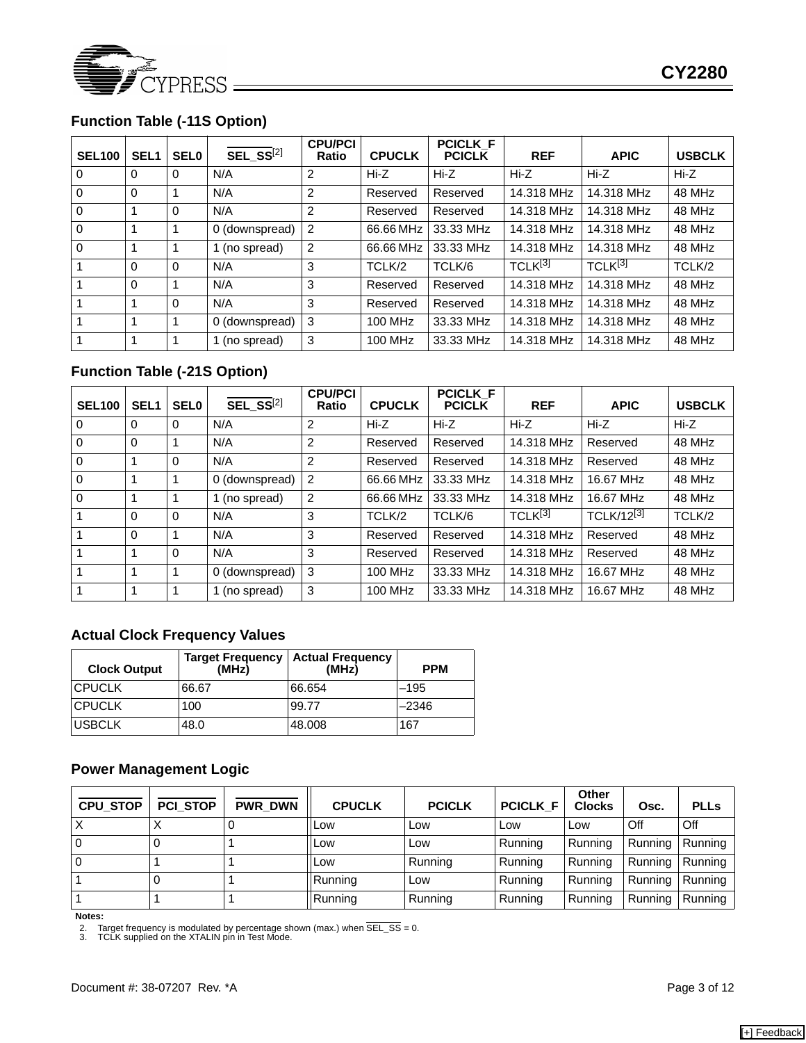## Function Table (-11S Option)

| SEL100 | SEL1 | SEL0 | SEL_SS[2] | CPU/PCI Ratio | CPUCLK | PCICLK_F PCICLK | REF | APIC | USBCLK |
|---|---|---|---|---|---|---|---|---|---|
| 0 | 0 | 0 | N/A | 2 | Hi-Z | Hi-Z | Hi-Z | Hi-Z | Hi-Z |
| 0 | 0 | 1 | N/A | 2 | Reserved | Reserved | 14.318 MHz | 14.318 MHz | 48 MHz |
| 0 | 1 | 0 | N/A | 2 | Reserved | Reserved | 14.318 MHz | 14.318 MHz | 48 MHz |
| 0 | 1 | 1 | 0 (downspread) | 2 | 66.66 MHz | 33.33 MHz | 14.318 MHz | 14.318 MHz | 48 MHz |
| 0 | 1 | 1 | 1 (no spread) | 2 | 66.66 MHz | 33.33 MHz | 14.318 MHz | 14.318 MHz | 48 MHz |
| 1 | 0 | 0 | N/A | 3 | TCLK/2 | TCLK/6 | TCLK[3] | TCLK[3] | TCLK/2 |
| 1 | 0 | 1 | N/A | 3 | Reserved | Reserved | 14.318 MHz | 14.318 MHz | 48 MHz |
| 1 | 1 | 0 | N/A | 3 | Reserved | Reserved | 14.318 MHz | 14.318 MHz | 48 MHz |
| 1 | 1 | 1 | 0 (downspread) | 3 | 100 MHz | 33.33 MHz | 14.318 MHz | 14.318 MHz | 48 MHz |
| 1 | 1 | 1 | 1 (no spread) | 3 | 100 MHz | 33.33 MHz | 14.318 MHz | 14.318 MHz | 48 MHz |

## Function Table (-21S Option)

| SEL100 | SEL1 | SEL0 | SEL_SS[2] | CPU/PCI Ratio | CPUCLK | PCICLK_F PCICLK | REF | APIC | USBCLK |
|---|---|---|---|---|---|---|---|---|---|
| 0 | 0 | 0 | N/A | 2 | Hi-Z | Hi-Z | Hi-Z | Hi-Z | Hi-Z |
| 0 | 0 | 1 | N/A | 2 | Reserved | Reserved | 14.318 MHz | Reserved | 48 MHz |
| 0 | 1 | 0 | N/A | 2 | Reserved | Reserved | 14.318 MHz | Reserved | 48 MHz |
| 0 | 1 | 1 | 0 (downspread) | 2 | 66.66 MHz | 33.33 MHz | 14.318 MHz | 16.67 MHz | 48 MHz |
| 0 | 1 | 1 | 1 (no spread) | 2 | 66.66 MHz | 33.33 MHz | 14.318 MHz | 16.67 MHz | 48 MHz |
| 1 | 0 | 0 | N/A | 3 | TCLK/2 | TCLK/6 | TCLK[3] | TCLK/12[3] | TCLK/2 |
| 1 | 0 | 1 | N/A | 3 | Reserved | Reserved | 14.318 MHz | Reserved | 48 MHz |
| 1 | 1 | 0 | N/A | 3 | Reserved | Reserved | 14.318 MHz | Reserved | 48 MHz |
| 1 | 1 | 1 | 0 (downspread) | 3 | 100 MHz | 33.33 MHz | 14.318 MHz | 16.67 MHz | 48 MHz |
| 1 | 1 | 1 | 1 (no spread) | 3 | 100 MHz | 33.33 MHz | 14.318 MHz | 16.67 MHz | 48 MHz |

## Actual Clock Frequency Values

| Clock Output | Target Frequency (MHz) | Actual Frequency (MHz) | PPM |
|---|---|---|---|
| CPUCLK | 66.67 | 66.654 | –195 |
| CPUCLK | 100 | 99.77 | –2346 |
| USBCLK | 48.0 | 48.008 | 167 |

## Power Management Logic

| CPU_STOP | PCI_STOP | PWR_DWN | CPUCLK | PCICLK | PCICLK_F | Other Clocks | Osc. | PLLs |
|---|---|---|---|---|---|---|---|---|
| X | X | 0 | Low | Low | Low | Low | Off | Off |
| 0 | 0 | 1 | Low | Low | Running | Running | Running | Running |
| 0 | 1 | 1 | Low | Running | Running | Running | Running | Running |
| 1 | 0 | 1 | Running | Low | Running | Running | Running | Running |
| 1 | 1 | 1 | Running | Running | Running | Running | Running | Running |

**Notes:**

2. Target frequency is modulated by percentage shown (max.) when SEL_SS = 0.
3. TCLK supplied on the XTALIN pin in Test Mode.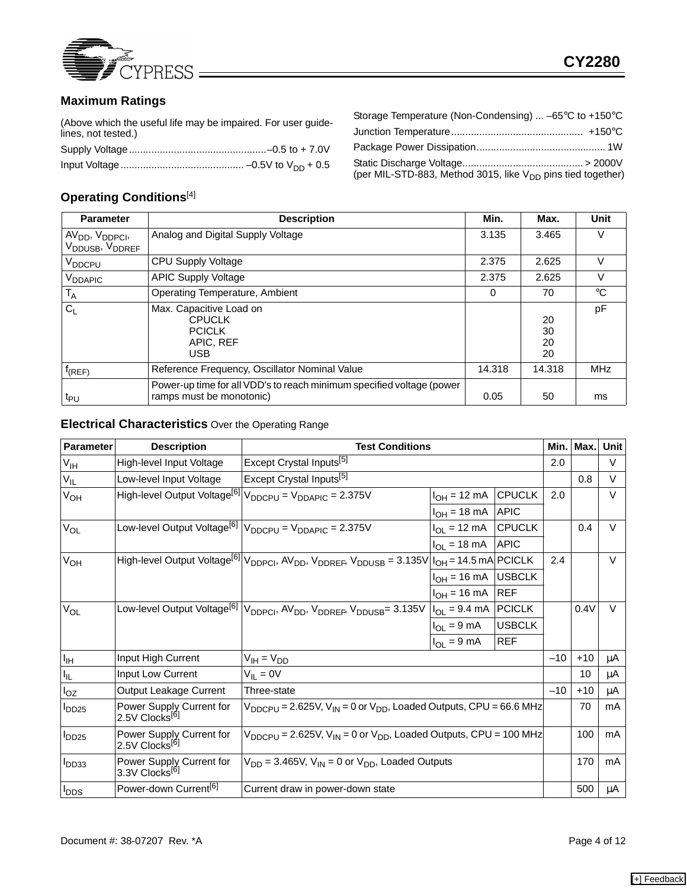## Maximum Ratings

(Above which the useful life may be impaired. For user guidelines, not tested.)

Supply Voltage ................................................–0.5 to + 7.0V

Input Voltage ........................................... –0.5V to $V_{DD}$ + 0.5

Storage Temperature (Non-Condensing) ... –65°C to +150°C

Junction Temperature .............................................. +150°C

Package Power Dissipation ............................................. 1W

Static Discharge Voltage........................................... > 2000V
(per MIL-STD-883, Method 3015, like $V_{DD}$ pins tied together)

## Operating Conditions[4]

| Parameter | Description | Min. | Max. | Unit |
|---|---|---|---|---|
| $AV_{DD}$, $V_{DDPCI}$, $V_{DDUSB}$, $V_{DDREF}$ | Analog and Digital Supply Voltage | 3.135 | 3.465 | V |
| $V_{DDCPU}$ | CPU Supply Voltage | 2.375 | 2.625 | V |
| $V_{DDAPIC}$ | APIC Supply Voltage | 2.375 | 2.625 | V |
| $T_A$ | Operating Temperature, Ambient | 0 | 70 | °C |
| $C_L$ | Max. Capacitive Load on<br>CPUCLK<br>PCICLK<br>APIC, REF<br>USB | | <br>20<br>30<br>20<br>20 | pF |
| $f_{(REF)}$ | Reference Frequency, Oscillator Nominal Value | 14.318 | 14.318 | MHz |
| $t_{PU}$ | Power-up time for all VDD's to reach minimum specified voltage (power ramps must be monotonic) | 0.05 | 50 | ms |

## Electrical Characteristics Over the Operating Range

| Parameter | Description | Test Conditions | | | Min. | Max. | Unit |
|---|---|---|---|---|---|---|---|
| $V_{IH}$ | High-level Input Voltage | Except Crystal Inputs[5] | | | 2.0 | | V |
| $V_{IL}$ | Low-level Input Voltage | Except Crystal Inputs[5] | | | | 0.8 | V |
| $V_{OH}$ | High-level Output Voltage[6] | $V_{DDCPU}$ = $V_{DDAPIC}$ = 2.375V | $I_{OH}$ = 12 mA | CPUCLK | 2.0 | | V |
| | | | $I_{OH}$ = 18 mA | APIC | | | |
| $V_{OL}$ | Low-level Output Voltage[6] | $V_{DDCPU}$ = $V_{DDAPIC}$ = 2.375V | $I_{OL}$ = 12 mA | CPUCLK | | 0.4 | V |
| | | | $I_{OL}$ = 18 mA | APIC | | | |
| $V_{OH}$ | High-level Output Voltage[6] | $V_{DDPCI}$, $AV_{DD}$, $V_{DDREF}$, $V_{DDUSB}$ = 3.135V | $I_{OH}$ = 14.5 mA | PCICLK | 2.4 | | V |
| | | | $I_{OH}$ = 16 mA | USBCLK | | | |
| | | | $I_{OH}$ = 16 mA | REF | | | |
| $V_{OL}$ | Low-level Output Voltage[6] | $V_{DDPCI}$, $AV_{DD}$, $V_{DDREF}$, $V_{DDUSB}$= 3.135V | $I_{OL}$ = 9.4 mA | PCICLK | | 0.4V | V |
| | | | $I_{OL}$ = 9 mA | USBCLK | | | |
| | | | $I_{OL}$ = 9 mA | REF | | | |
| $I_{IH}$ | Input High Current | $V_{IH}$ = $V_{DD}$ | | | –10 | +10 | μA |
| $I_{IL}$ | Input Low Current | $V_{IL}$ = 0V | | | | 10 | μA |
| $I_{OZ}$ | Output Leakage Current | Three-state | | | –10 | +10 | μA |
| $I_{DD25}$ | Power Supply Current for 2.5V Clocks[6] | $V_{DDCPU}$ = 2.625V, $V_{IN}$ = 0 or $V_{DD}$, Loaded Outputs, CPU = 66.6 MHz | | | | 70 | mA |
| $I_{DD25}$ | Power Supply Current for 2.5V Clocks[6] | $V_{DDCPU}$ = 2.625V, $V_{IN}$ = 0 or $V_{DD}$, Loaded Outputs, CPU = 100 MHz | | | | 100 | mA |
| $I_{DD33}$ | Power Supply Current for 3.3V Clocks[6] | $V_{DD}$ = 3.465V, $V_{IN}$ = 0 or $V_{DD}$, Loaded Outputs | | | | 170 | mA |
| $I_{DDS}$ | Power-down Current[6] | Current draw in power-down state | | | | 500 | μA |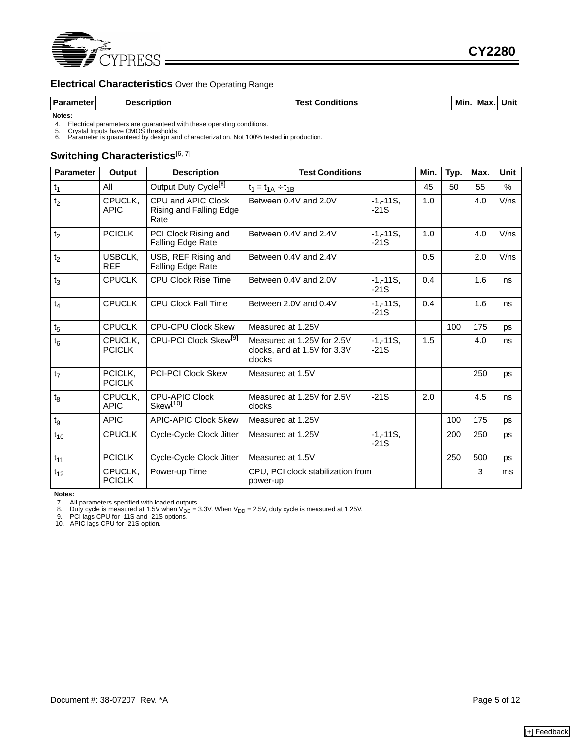## Electrical Characteristics Over the Operating Range

| Parameter | Description | Test Conditions | Min. | Max. | Unit |
|---|---|---|---|---|---|

**Notes:**

4. Electrical parameters are guaranteed with these operating conditions.
5. Crystal Inputs have CMOS thresholds.
6. Parameter is guaranteed by design and characterization. Not 100% tested in production.

## Switching Characteristics[6, 7]

| Parameter | Output | Description | Test Conditions | | Min. | Typ. | Max. | Unit |
|---|---|---|---|---|---|---|---|---|
| $t_1$ | All | Output Duty Cycle[8] | $t_1 = t_{1A} \div t_{1B}$ | | 45 | 50 | 55 | % |
| $t_2$ | CPUCLK, APIC | CPU and APIC Clock Rising and Falling Edge Rate | Between 0.4V and 2.0V | -1,-11S, -21S | 1.0 | | 4.0 | V/ns |
| $t_2$ | PCICLK | PCI Clock Rising and Falling Edge Rate | Between 0.4V and 2.4V | -1,-11S, -21S | 1.0 | | 4.0 | V/ns |
| $t_2$ | USBCLK, REF | USB, REF Rising and Falling Edge Rate | Between 0.4V and 2.4V | | 0.5 | | 2.0 | V/ns |
| $t_3$ | CPUCLK | CPU Clock Rise Time | Between 0.4V and 2.0V | -1,-11S, -21S | 0.4 | | 1.6 | ns |
| $t_4$ | CPUCLK | CPU Clock Fall Time | Between 2.0V and 0.4V | -1,-11S, -21S | 0.4 | | 1.6 | ns |
| $t_5$ | CPUCLK | CPU-CPU Clock Skew | Measured at 1.25V | | | 100 | 175 | ps |
| $t_6$ | CPUCLK, PCICLK | CPU-PCI Clock Skew[9] | Measured at 1.25V for 2.5V clocks, and at 1.5V for 3.3V clocks | -1,-11S, -21S | 1.5 | | 4.0 | ns |
| $t_7$ | PCICLK, PCICLK | PCI-PCI Clock Skew | Measured at 1.5V | | | | 250 | ps |
| $t_8$ | CPUCLK, APIC | CPU-APIC Clock Skew[10] | Measured at 1.25V for 2.5V clocks | -21S | 2.0 | | 4.5 | ns |
| $t_9$ | APIC | APIC-APIC Clock Skew | Measured at 1.25V | | | 100 | 175 | ps |
| $t_{10}$ | CPUCLK | Cycle-Cycle Clock Jitter | Measured at 1.25V | -1,-11S, -21S | | 200 | 250 | ps |
| $t_{11}$ | PCICLK | Cycle-Cycle Clock Jitter | Measured at 1.5V | | | 250 | 500 | ps |
| $t_{12}$ | CPUCLK, PCICLK | Power-up Time | CPU, PCI clock stabilization from power-up | | | | 3 | ms |

**Notes:**

7. All parameters specified with loaded outputs.
8. Duty cycle is measured at 1.5V when $V_{DD}$ = 3.3V. When $V_{DD}$ = 2.5V, duty cycle is measured at 1.25V.
9. PCI lags CPU for -11S and -21S options.
10. APIC lags CPU for -21S option.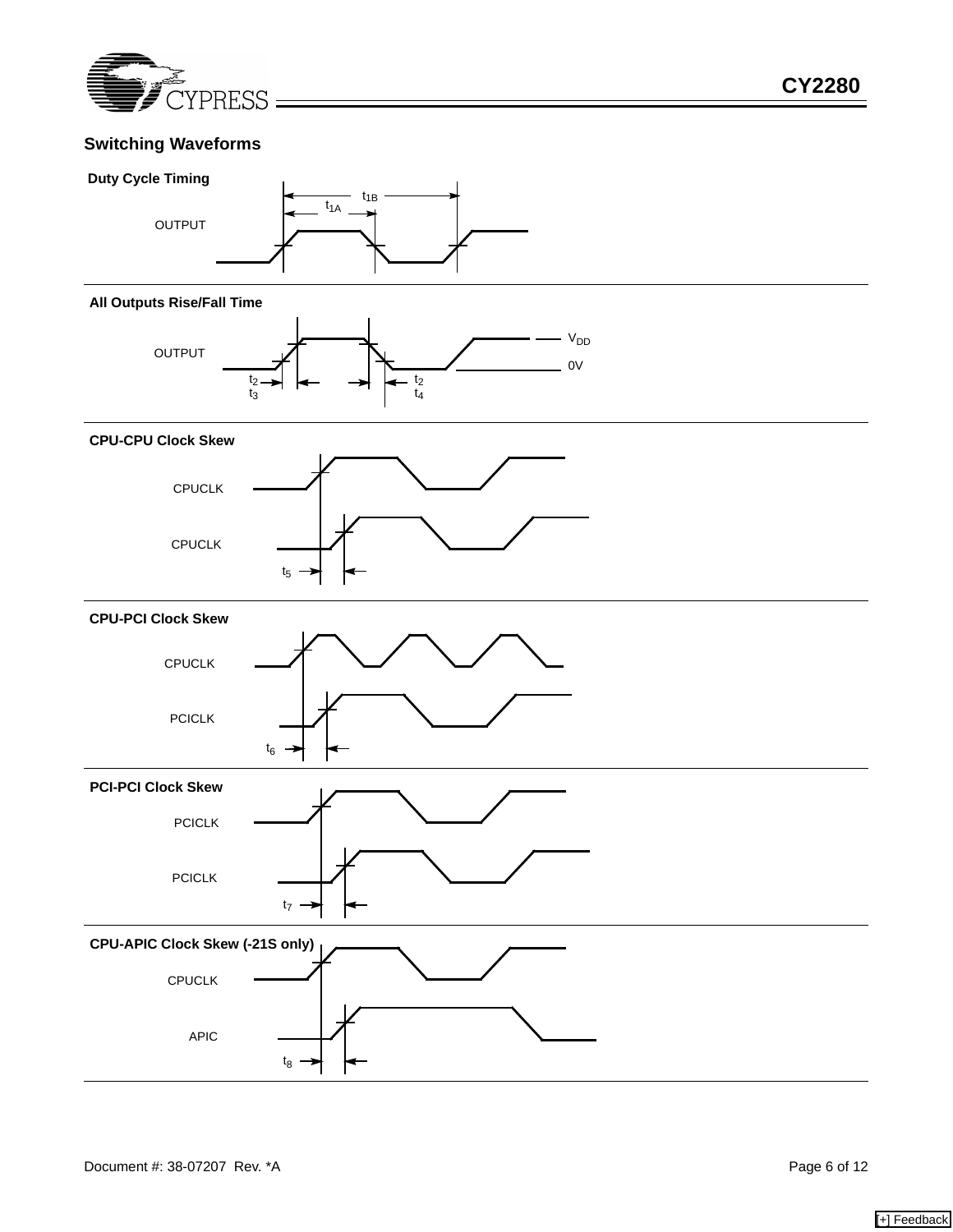## Switching Waveforms

**Duty Cycle Timing**

OUTPUT

$t_{1A}$

$t_{1B}$

**All Outputs Rise/Fall Time**

OUTPUT

$V_{DD}$

0V

$t_2$ $t_3$

$t_2$ $t_4$

**CPU-CPU Clock Skew**

CPUCLK

CPUCLK

$t_5$

**CPU-PCI Clock Skew**

CPUCLK

PCICLK

$t_6$

**PCI-PCI Clock Skew**

PCICLK

PCICLK

$t_7$

**CPU-APIC Clock Skew (-21S only)**

CPUCLK

APIC

$t_8$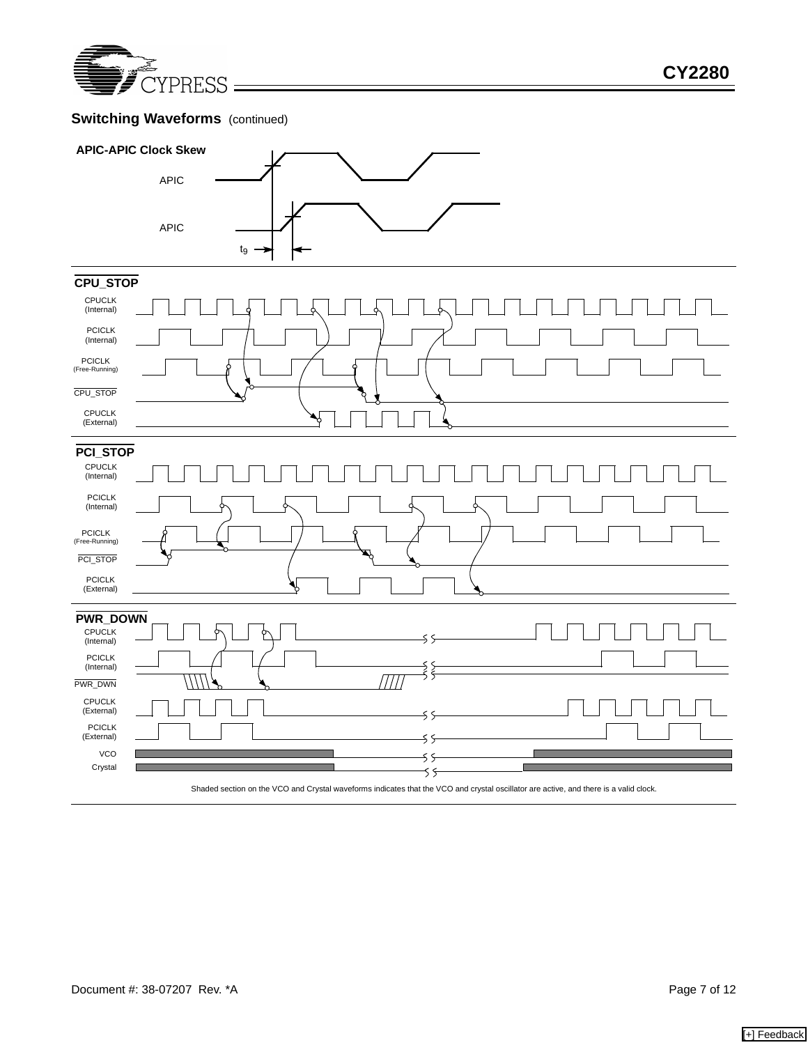## Switching Waveforms (continued)

**APIC-APIC Clock Skew**

APIC

APIC

$t_9$

**CPU_STOP**

CPUCLK (Internal)

PCICLK (Internal)

PCICLK (Free-Running)

CPU_STOP

CPUCLK (External)

**PCI_STOP**

CPUCLK (Internal)

PCICLK (Internal)

PCICLK (Free-Running)

PCI_STOP

PCICLK (External)

**PWR_DOWN**

CPUCLK (Internal)

PCICLK (Internal)

PWR_DWN

CPUCLK (External)

PCICLK (External)

VCO

Crystal

Shaded section on the VCO and Crystal waveforms indicates that the VCO and crystal oscillator are active, and there is a valid clock.

Document #: 38-07207 Rev. *A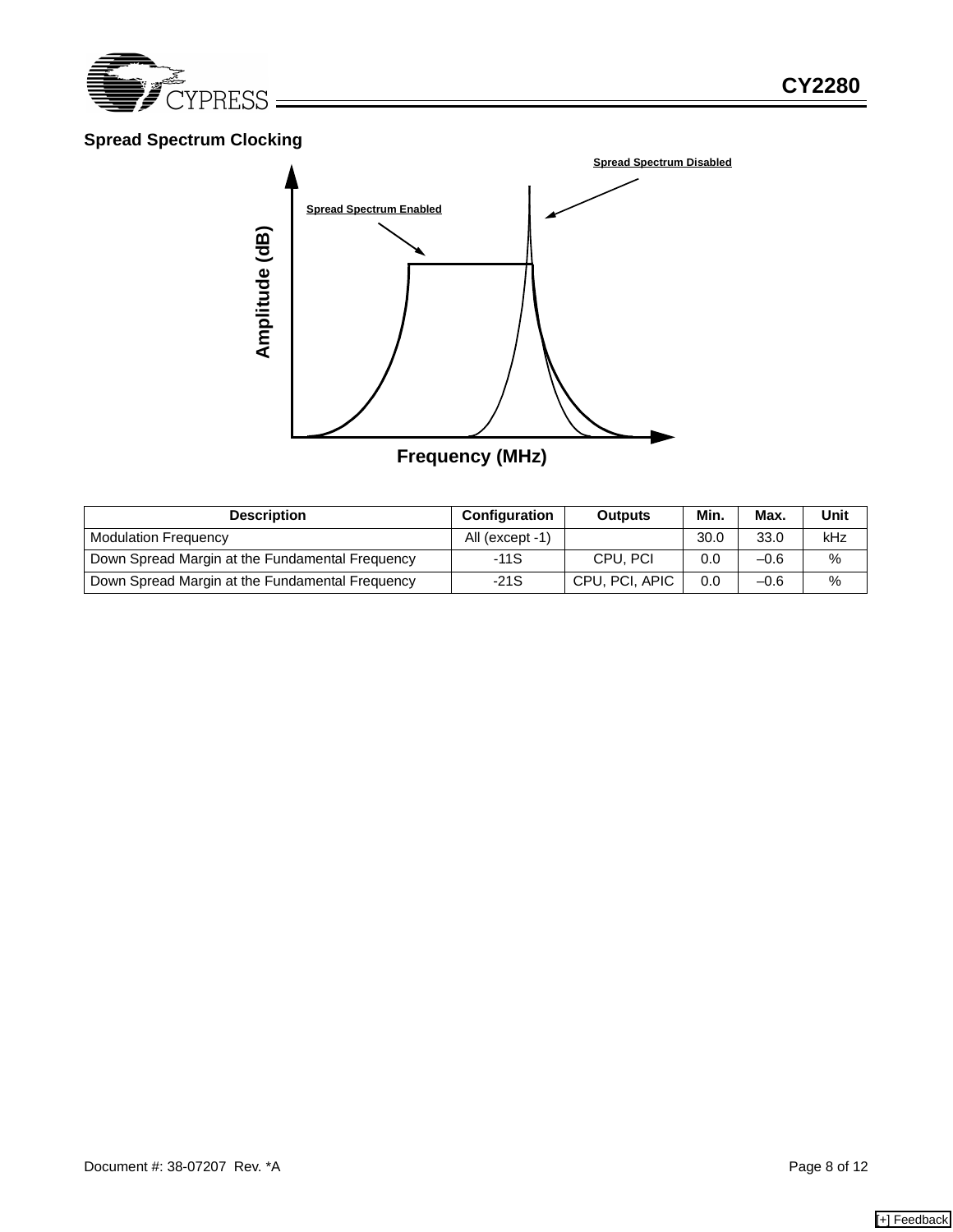## Spread Spectrum Clocking

| Description | Configuration | Outputs | Min. | Max. | Unit |
|---|---|---|---|---|---|
| Modulation Frequency | All (except -1) | | 30.0 | 33.0 | kHz |
| Down Spread Margin at the Fundamental Frequency | -11S | CPU, PCI | 0.0 | –0.6 | % |
| Down Spread Margin at the Fundamental Frequency | -21S | CPU, PCI, APIC | 0.0 | –0.6 | % |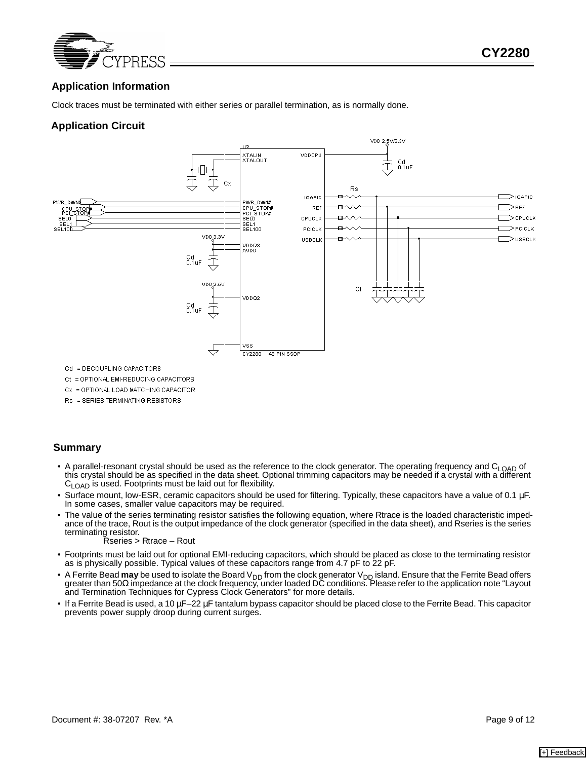## Application Information

Clock traces must be terminated with either series or parallel termination, as is normally done.

## Application Circuit

Cd = DECOUPLING CAPACITORS

Ct = OPTIONAL EMI-REDUCING CAPACITORS

Cx = OPTIONAL LOAD MATCHING CAPACITOR

Rs = SERIES TERMINATING RESISTORS

## Summary

- A parallel-resonant crystal should be used as the reference to the clock generator. The operating frequency and $C_{LOAD}$ of this crystal should be as specified in the data sheet. Optional trimming capacitors may be needed if a crystal with a different $C_{LOAD}$ is used. Footprints must be laid out for flexibility.
- Surface mount, low-ESR, ceramic capacitors should be used for filtering. Typically, these capacitors have a value of 0.1 µF. In some cases, smaller value capacitors may be required.
- The value of the series terminating resistor satisfies the following equation, where Rtrace is the loaded characteristic impedance of the trace, Rout is the output impedance of the clock generator (specified in the data sheet), and Rseries is the series terminating resistor.

  Rseries > Rtrace – Rout
- Footprints must be laid out for optional EMI-reducing capacitors, which should be placed as close to the terminating resistor as is physically possible. Typical values of these capacitors range from 4.7 pF to 22 pF.
- A Ferrite Bead **may** be used to isolate the Board $V_{DD}$ from the clock generator $V_{DD}$ island. Ensure that the Ferrite Bead offers greater than 50Ω impedance at the clock frequency, under loaded DC conditions. Please refer to the application note “Layout and Termination Techniques for Cypress Clock Generators” for more details.
- If a Ferrite Bead is used, a 10 µF–22 µF tantalum bypass capacitor should be placed close to the Ferrite Bead. This capacitor prevents power supply droop during current surges.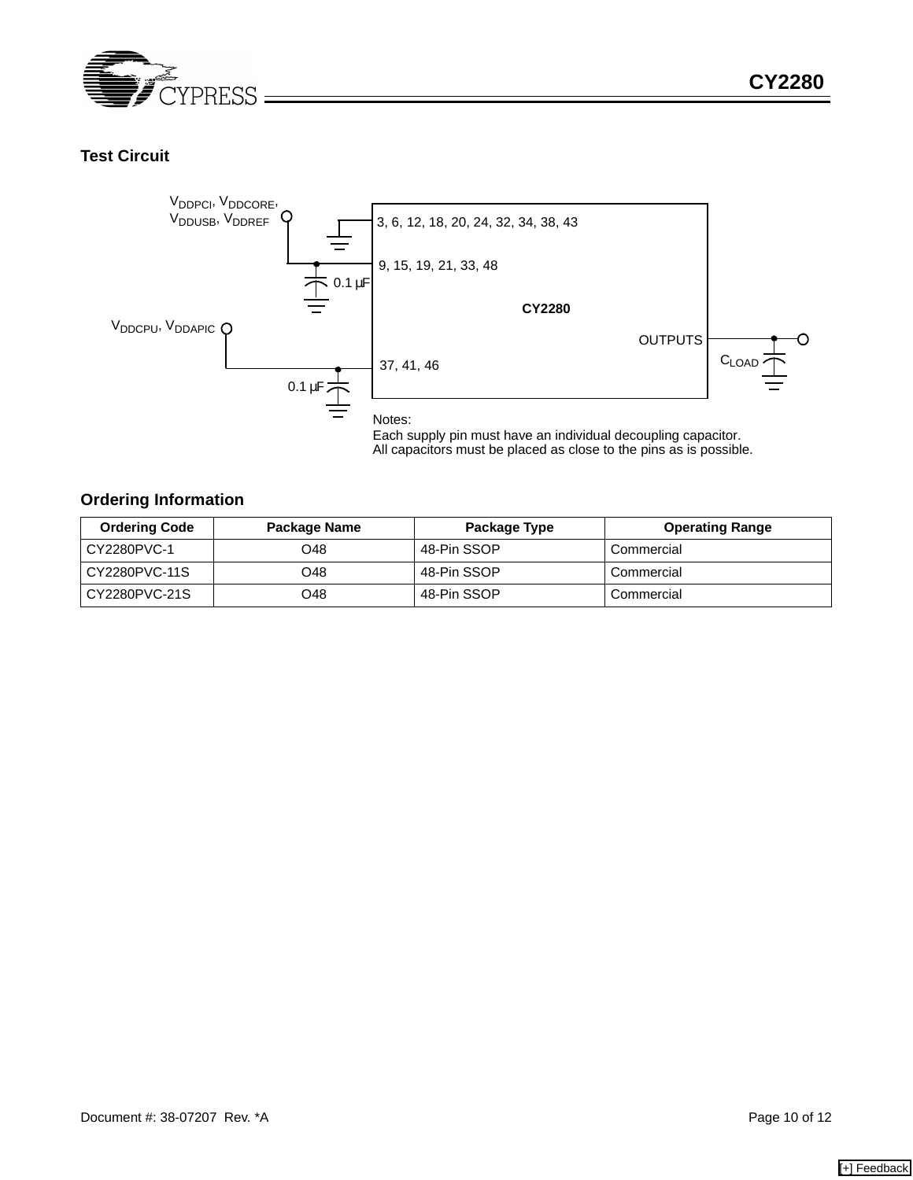## Test Circuit

$V_{DDPCI}$, $V_{DDCORE}$, $V_{DDUSB}$, $V_{DDREF}$

3, 6, 12, 18, 20, 24, 32, 34, 38, 43

9, 15, 19, 21, 33, 48

0.1 μF

CY2280

$V_{DDCPU}$, $V_{DDAPIC}$

OUTPUTS

$C_{LOAD}$

37, 41, 46

0.1 μF

Notes:

Each supply pin must have an individual decoupling capacitor.
All capacitors must be placed as close to the pins as is possible.

## Ordering Information

| Ordering Code | Package Name | Package Type | Operating Range |
|---|---|---|---|
| CY2280PVC-1 | O48 | 48-Pin SSOP | Commercial |
| CY2280PVC-11S | O48 | 48-Pin SSOP | Commercial |
| CY2280PVC-21S | O48 | 48-Pin SSOP | Commercial |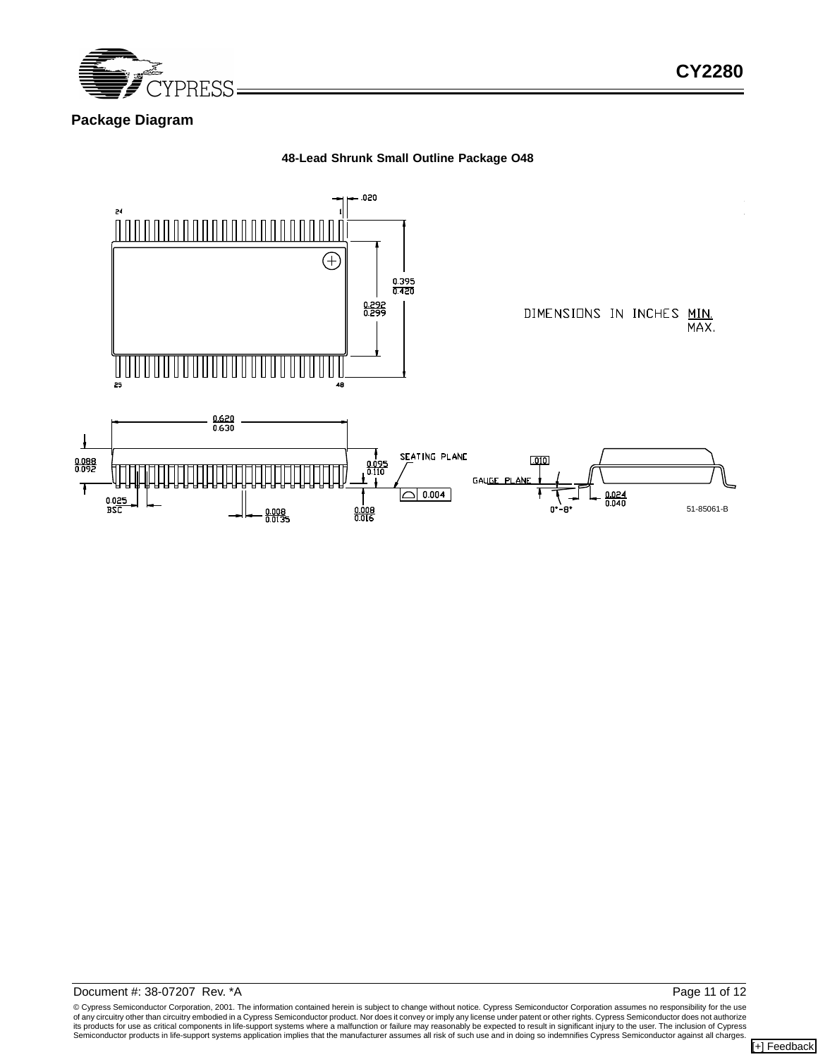## Package Diagram

**48-Lead Shrunk Small Outline Package O48**

DIMENSIONS IN INCHES MIN. / MAX.

.020

0.395 / 0.420

0.292 / 0.299

0.620 / 0.630

0.088 / 0.092

0.095 / 0.110

SEATING PLANE

0.004

.010

GAUGE PLANE

0.025 BSC

0.008 / 0.0135

0.008 / 0.016

0°-8°

0.024 / 0.040

51-85061-B

© Cypress Semiconductor Corporation, 2001. The information contained herein is subject to change without notice. Cypress Semiconductor Corporation assumes no responsibility for the use of any circuitry other than circuitry embodied in a Cypress Semiconductor product. Nor does it convey or imply any license under patent or other rights. Cypress Semiconductor does not authorize its products for use as critical components in life-support systems where a malfunction or failure may reasonably be expected to result in significant injury to the user. The inclusion of Cypress Semiconductor products in life-support systems application implies that the manufacturer assumes all risk of such use and in doing so indemnifies Cypress Semiconductor against all charges.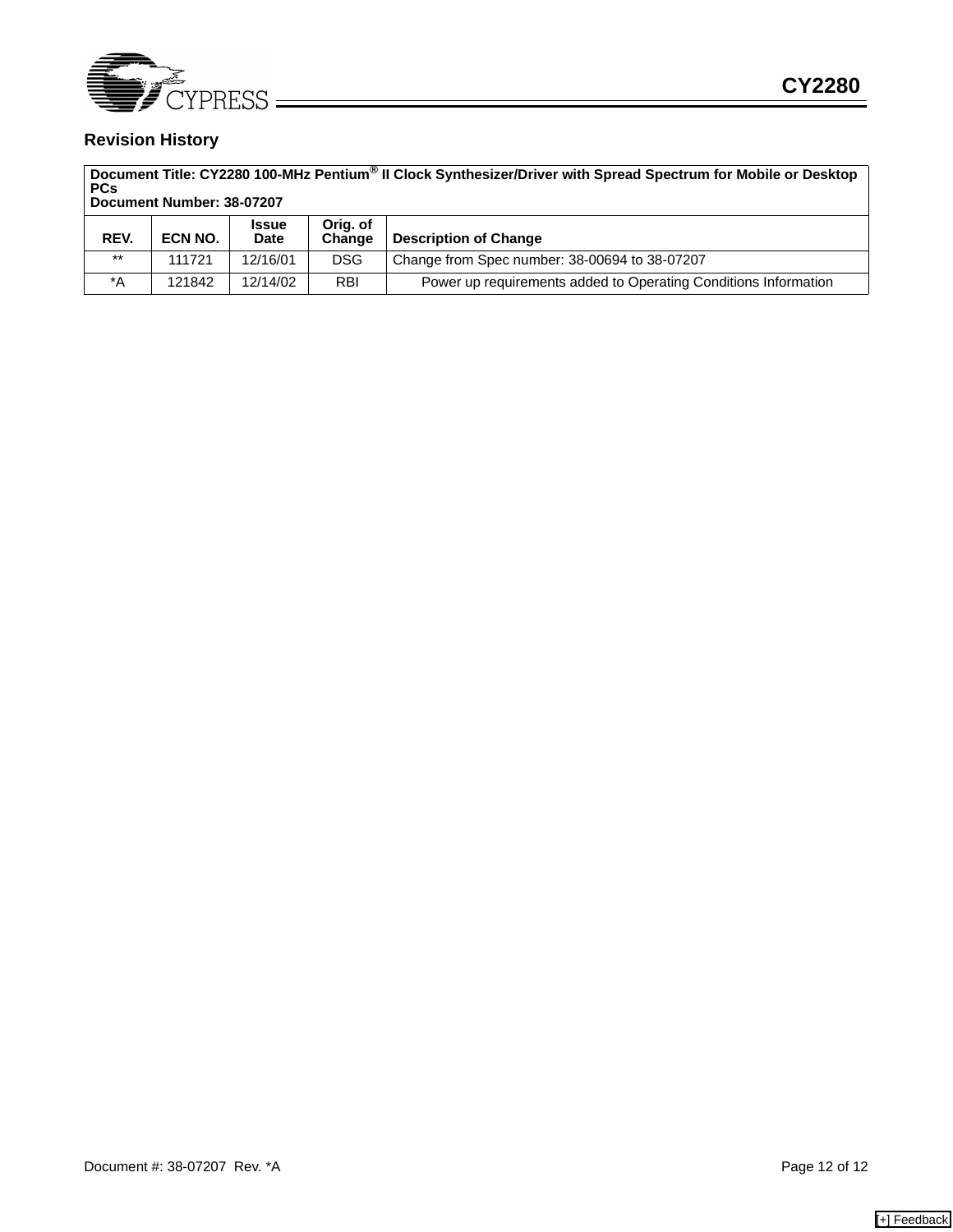## Revision History

| Document Title: CY2280 100-MHz Pentium® II Clock Synthesizer/Driver with Spread Spectrum for Mobile or Desktop PCs<br>Document Number: 38-07207 | | | | |
|---|---|---|---|---|
| **REV.** | **ECN NO.** | **Issue Date** | **Orig. of Change** | **Description of Change** |
| ** | 111721 | 12/16/01 | DSG | Change from Spec number: 38-00694 to 38-07207 |
| *A | 121842 | 12/14/02 | RBI | Power up requirements added to Operating Conditions Information |